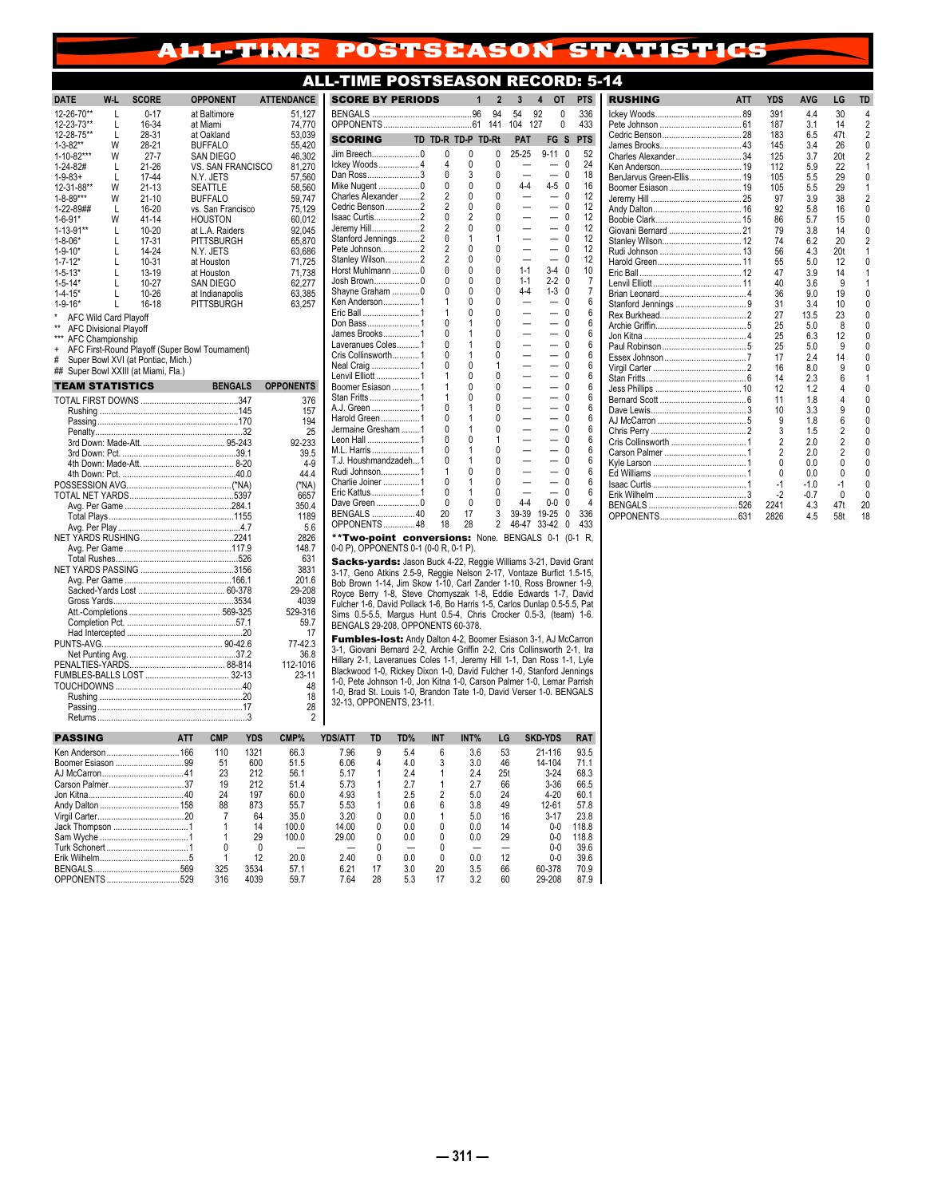# ALL-TIME POSTSEASON STATISTICS

## ALL-TIME POSTSEASON RECORD: 5-14

| DATE | W-L | SCORE | OPPONENT | ATTENDANCE |
|---|---|---|---|---|
| 12-26-70** | L | 0-17 | at Baltimore | 51,127 |
| 12-23-73** | L | 16-34 | at Miami | 74,770 |
| 12-28-75** | L | 28-31 | at Oakland | 53,039 |
| 1-3-82** | W | 28-21 | BUFFALO | 55,420 |
| 1-10-82*** | W | 27-7 | SAN DIEGO | 46,302 |
| 1-24-82# | L | 21-26 | VS. SAN FRANCISCO | 81,270 |
| 1-9-83+ | L | 17-44 | N.Y. JETS | 57,560 |
| 12-31-88** | W | 21-13 | SEATTLE | 58,560 |
| 1-8-89*** | W | 21-10 | BUFFALO | 59,747 |
| 1-22-89## | L | 16-20 | vs. San Francisco | 75,129 |
| 1-6-91* | W | 41-14 | HOUSTON | 60,012 |
| 1-13-91** | L | 10-20 | at L.A. Raiders | 92,045 |
| 1-8-06* | L | 17-31 | PITTSBURGH | 65,870 |
| 1-9-10* | L | 14-24 | N.Y. JETS | 63,686 |
| 1-7-12* | L | 10-31 | at Houston | 71,725 |
| 1-5-13* | L | 13-19 | at Houston | 71,738 |
| 1-5-14* | L | 10-27 | SAN DIEGO | 62,277 |
| 1-4-15* | L | 10-26 | at Indianapolis | 63,385 |
| 1-9-16* | L | 16-18 | PITTSBURGH | 63,257 |

\* AFC Wild Card Playoff
** AFC Divisional Playoff
*** AFC Championship
\+ AFC First-Round Playoff (Super Bowl Tournament)
\# Super Bowl XVI (at Pontiac, Mich.)
\## Super Bowl XXIII (at Miami, Fla.)

### TEAM STATISTICS

| TEAM STATISTICS | BENGALS | OPPONENTS |
|---|---|---|
| TOTAL FIRST DOWNS | 347 | 376 |
| Rushing | 145 | 157 |
| Passing | 170 | 194 |
| Penalty | 32 | 25 |
| 3rd Down: Made-Att. | 95-243 | 92-233 |
| 3rd Down: Pct. | 39.1 | 39.5 |
| 4th Down: Made-Att. | 8-20 | 4-9 |
| 4th Down: Pct. | 40.0 | 44.4 |
| POSSESSION AVG. | (*NA) | (*NA) |
| TOTAL NET YARDS | 5397 | 6657 |
| Avg. Per Game | 284.1 | 350.4 |
| Total Plays | 1155 | 1189 |
| Avg. Per Play | 4.7 | 5.6 |
| NET YARDS RUSHING | 2241 | 2826 |
| Avg. Per Game | 117.9 | 148.7 |
| Total Rushes | 526 | 631 |
| NET YARDS PASSING | 3156 | 3831 |
| Avg. Per Game | 166.1 | 201.6 |
| Sacked-Yards Lost | 60-378 | 29-208 |
| Gross Yards | 3534 | 4039 |
| Att.-Completions | 569-325 | 529-316 |
| Completion Pct. | 57.1 | 59.7 |
| Had Intercepted | 20 | 17 |
| PUNTS-AVG. | 90-42.6 | 77-42.3 |
| Net Punting Avg. | 37.2 | 36.8 |
| PENALTIES-YARDS | 88-814 | 112-1016 |
| FUMBLES-BALLS LOST | 32-13 | 23-11 |
| TOUCHDOWNS | 40 | 48 |
| Rushing | 20 | 18 |
| Passing | 17 | 28 |
| Returns | 3 | 2 |

### SCORE BY PERIODS

| | 1 | 2 | 3 | 4 | OT | PTS |
|---|---|---|---|---|---|---|
| BENGALS | 96 | 94 | 54 | 92 | 0 | 336 |
| OPPONENTS | 61 | 141 | 104 | 127 | 0 | 433 |

### SCORING

| SCORING | TD | TD-R | TD-P | TD-Rt | PAT | FG | S | PTS |
|---|---|---|---|---|---|---|---|---|
| Jim Breech | 0 | 0 | 0 | 0 | 25-25 | 9-11 | 0 | 52 |
| Ickey Woods | 4 | 4 | 0 | 0 | — | — | 0 | 24 |
| Dan Ross | 3 | 0 | 3 | 0 | — | — | 0 | 18 |
| Mike Nugent | 0 | 0 | 0 | 0 | 4-4 | 4-5 | 0 | 16 |
| Charles Alexander | 2 | 2 | 0 | 0 | — | — | 0 | 12 |
| Cedric Benson | 2 | 2 | 0 | 0 | — | — | 0 | 12 |
| Isaac Curtis | 2 | 0 | 2 | 0 | — | — | 0 | 12 |
| Jeremy Hill | 2 | 2 | 0 | 0 | — | — | 0 | 12 |
| Stanford Jennings | 2 | 0 | 1 | 1 | — | — | 0 | 12 |
| Pete Johnson | 2 | 2 | 0 | 0 | — | — | 0 | 12 |
| Stanley Wilson | 2 | 2 | 0 | 0 | — | — | 0 | 12 |
| Horst Muhlmann | 0 | 0 | 0 | 0 | 1-1 | 3-4 | 0 | 10 |
| Josh Brown | 0 | 0 | 0 | 0 | 1-1 | 2-2 | 0 | 7 |
| Shayne Graham | 0 | 0 | 0 | 0 | 4-4 | 1-3 | 0 | 7 |
| Ken Anderson | 1 | 1 | 0 | 0 | — | — | 0 | 6 |
| Eric Ball | 1 | 1 | 0 | 0 | — | — | 0 | 6 |
| Don Bass | 1 | 0 | 1 | 0 | — | — | 0 | 6 |
| James Brooks | 1 | 0 | 1 | 0 | — | — | 0 | 6 |
| Laveranues Coles | 1 | 0 | 1 | 0 | — | — | 0 | 6 |
| Cris Collinsworth | 1 | 0 | 1 | 0 | — | — | 0 | 6 |
| Neal Craig | 1 | 0 | 0 | 1 | — | — | 0 | 6 |
| Lenvil Elliott | 1 | 1 | 0 | 0 | — | — | 0 | 6 |
| Boomer Esiason | 1 | 1 | 0 | 0 | — | — | 0 | 6 |
| Stan Fritts | 1 | 1 | 0 | 0 | — | — | 0 | 6 |
| A.J. Green | 1 | 0 | 1 | 0 | — | — | 0 | 6 |
| Harold Green | 1 | 0 | 1 | 0 | — | — | 0 | 6 |
| Jermaine Gresham | 1 | 0 | 1 | 0 | — | — | 0 | 6 |
| Leon Hall | 1 | 0 | 0 | 1 | — | — | 0 | 6 |
| M.L. Harris | 1 | 0 | 1 | 0 | — | — | 0 | 6 |
| T.J. Houshmandzadeh | 1 | 0 | 1 | 0 | — | — | 0 | 6 |
| Rudi Johnson | 1 | 1 | 0 | 0 | — | — | 0 | 6 |
| Charlie Joiner | 1 | 0 | 1 | 0 | — | — | 0 | 6 |
| Eric Kattus | 1 | 0 | 1 | 0 | — | — | 0 | 6 |
| Dave Green | 0 | 0 | 0 | 0 | 4-4 | 0-0 | 0 | 4 |
| BENGALS | 40 | 20 | 17 | 3 | 39-39 | 19-25 | 0 | 336 |
| OPPONENTS | 48 | 18 | 28 | 2 | 46-47 | 33-42 | 0 | 433 |

****Two-point conversions:** None. BENGALS 0-1 (0-1 R, 0-0 P), OPPONENTS 0-1 (0-0 R, 0-1 P).

**Sacks-yards:** Jason Buck 4-22, Reggie Williams 3-21, David Grant 3-17, Geno Atkins 2.5-9, Reggie Nelson 2-17, Vontaze Burfict 1.5-15, Bob Brown 1-14, Jim Skow 1-10, Carl Zander 1-10, Ross Browner 1-9, Royce Berry 1-8, Steve Chomyszak 1-8, Eddie Edwards 1-7, David Fulcher 1-6, David Pollack 1-6, Bo Harris 1-5, Carlos Dunlap 0.5-5.5, Pat Sims 0.5-5.5, Margus Hunt 0.5-4, Chris Crocker 0.5-3, (team) 1-6. BENGALS 29-208, OPPONENTS 60-378.

**Fumbles-lost:** Andy Dalton 4-2, Boomer Esiason 3-1, AJ McCarron 3-1, Giovani Bernard 2-2, Archie Griffin 2-2, Cris Collinsworth 2-1, Ira Hillary 2-1, Laveranues Coles 1-1, Jeremy Hill 1-1, Dan Ross 1-1, Lyle Blackwood 1-0, Rickey Dixon 1-0, David Fulcher 1-0, Stanford Jennings 1-0, Pete Johnson 1-0, Jon Kitna 1-0, Carson Palmer 1-0, Lemar Parrish 1-0, Brad St. Louis 1-0, Brandon Tate 1-0, David Verser 1-0. BENGALS 32-13, OPPONENTS, 23-11.

### RUSHING

| RUSHING | ATT | YDS | AVG | LG | TD |
|---|---|---|---|---|---|
| Ickey Woods | 89 | 391 | 4.4 | 30 | 4 |
| Pete Johnson | 61 | 187 | 3.1 | 14 | 2 |
| Cedric Benson | 28 | 183 | 6.5 | 47t | 2 |
| James Brooks | 43 | 145 | 3.4 | 26 | 0 |
| Charles Alexander | 34 | 125 | 3.7 | 20t | 2 |
| Ken Anderson | 19 | 112 | 5.9 | 22 | 1 |
| BenJarvus Green-Ellis | 19 | 105 | 5.5 | 29 | 0 |
| Boomer Esiason | 19 | 105 | 5.5 | 29 | 1 |
| Jeremy Hill | 25 | 97 | 3.9 | 38 | 2 |
| Andy Dalton | 16 | 92 | 5.8 | 16 | 0 |
| Boobie Clark | 15 | 86 | 5.7 | 15 | 0 |
| Giovani Bernard | 21 | 79 | 3.8 | 14 | 0 |
| Stanley Wilson | 12 | 74 | 6.2 | 20 | 2 |
| Rudi Johnson | 13 | 56 | 4.3 | 20t | 1 |
| Harold Green | 11 | 55 | 5.0 | 12 | 0 |
| Eric Ball | 12 | 47 | 3.9 | 14 | 1 |
| Lenvil Elliott | 11 | 40 | 3.6 | 9 | 1 |
| Brian Leonard | 4 | 36 | 9.0 | 19 | 0 |
| Stanford Jennings | 9 | 31 | 3.4 | 10 | 0 |
| Rex Burkhead | 2 | 27 | 13.5 | 23 | 0 |
| Archie Griffin | 5 | 25 | 5.0 | 8 | 0 |
| Jon Kitna | 4 | 25 | 6.3 | 12 | 0 |
| Paul Robinson | 5 | 25 | 5.0 | 9 | 0 |
| Essex Johnson | 7 | 17 | 2.4 | 14 | 0 |
| Virgil Carter | 2 | 16 | 8.0 | 9 | 0 |
| Stan Fritts | 6 | 14 | 2.3 | 6 | 1 |
| Jess Phillips | 10 | 12 | 1.2 | 4 | 0 |
| Bernard Scott | 6 | 11 | 1.8 | 4 | 0 |
| Dave Lewis | 3 | 10 | 3.3 | 9 | 0 |
| AJ McCarron | 5 | 9 | 1.8 | 6 | 0 |
| Chris Perry | 2 | 3 | 1.5 | 2 | 0 |
| Cris Collinsworth | 1 | 2 | 2.0 | 2 | 0 |
| Carson Palmer | 1 | 2 | 2.0 | 2 | 0 |
| Kyle Larson | 1 | 0 | 0.0 | 0 | 0 |
| Ed Williams | 1 | 0 | 0.0 | 0 | 0 |
| Isaac Curtis | 1 | -1 | -1.0 | -1 | 0 |
| Erik Wilhelm | 3 | -2 | -0.7 | 0 | 0 |
| BENGALS | 526 | 2241 | 4.3 | 47t | 20 |
| OPPONENTS | 631 | 2826 | 4.5 | 58t | 18 |

### PASSING

| PASSING | ATT | CMP | YDS | CMP% | YDS/ATT | TD | TD% | INT | INT% | LG | SKD-YDS | RAT |
|---|---|---|---|---|---|---|---|---|---|---|---|---|
| Ken Anderson | 166 | 110 | 1321 | 66.3 | 7.96 | 9 | 5.4 | 6 | 3.6 | 53 | 21-116 | 93.5 |
| Boomer Esiason | 99 | 51 | 600 | 51.5 | 6.06 | 4 | 4.0 | 3 | 3.0 | 46 | 14-104 | 71.1 |
| AJ McCarron | 41 | 23 | 212 | 56.1 | 5.17 | 1 | 2.4 | 1 | 2.4 | 25t | 3-24 | 68.3 |
| Carson Palmer | 37 | 19 | 212 | 51.4 | 5.73 | 1 | 2.7 | 1 | 2.7 | 66 | 3-36 | 66.5 |
| Jon Kitna | 40 | 24 | 197 | 60.0 | 4.93 | 1 | 2.5 | 2 | 5.0 | 24 | 4-20 | 60.1 |
| Andy Dalton | 158 | 88 | 873 | 55.7 | 5.53 | 1 | 0.6 | 6 | 3.8 | 49 | 12-61 | 57.8 |
| Virgil Carter | 20 | 7 | 64 | 35.0 | 3.20 | 0 | 0.0 | 1 | 5.0 | 16 | 3-17 | 23.8 |
| Jack Thompson | 1 | 1 | 14 | 100.0 | 14.00 | 0 | 0.0 | 0 | 0.0 | 14 | 0-0 | 118.8 |
| Sam Wyche | 1 | 1 | 29 | 100.0 | 29.00 | 0 | 0.0 | 0 | 0.0 | 29 | 0-0 | 118.8 |
| Turk Schonert | 1 | 0 | 0 | — | — | 0 | — | 0 | — | — | 0-0 | 39.6 |
| Erik Wilhelm | 5 | 1 | 12 | 20.0 | 2.40 | 0 | 0.0 | 0 | 0.0 | 12 | 0-0 | 39.6 |
| BENGALS | 569 | 325 | 3534 | 57.1 | 6.21 | 17 | 3.0 | 20 | 3.5 | 66 | 60-378 | 70.9 |
| OPPONENTS | 529 | 316 | 4039 | 59.7 | 7.64 | 28 | 5.3 | 17 | 3.2 | 60 | 29-208 | 87.9 |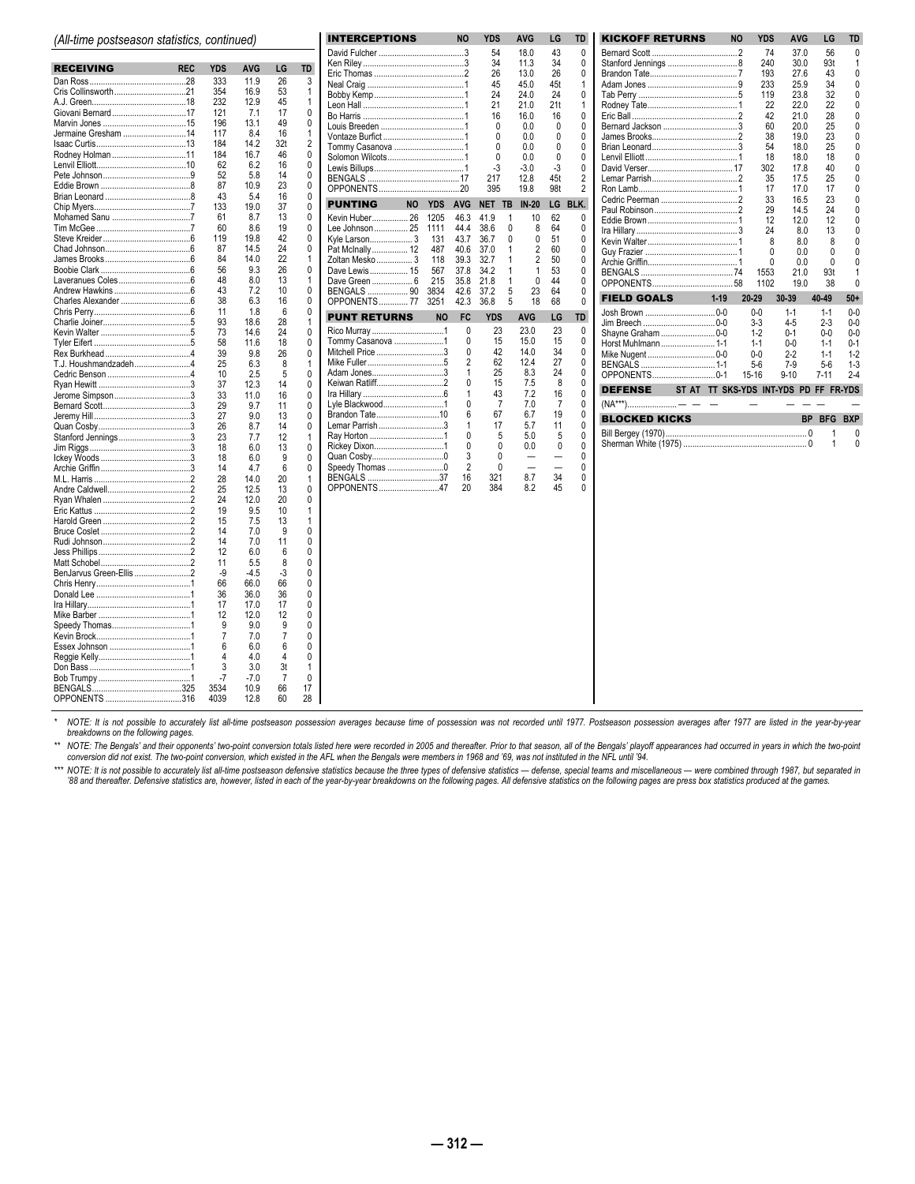*(All-time postseason statistics, continued)*

| RECEIVING | REC | YDS | AVG | LG | TD |
|---|---|---|---|---|---|
| Dan Ross | 28 | 333 | 11.9 | 26 | 3 |
| Cris Collinsworth | 21 | 354 | 16.9 | 53 | 1 |
| A.J. Green | 18 | 232 | 12.9 | 45 | 1 |
| Giovani Bernard | 17 | 121 | 7.1 | 17 | 0 |
| Marvin Jones | 15 | 196 | 13.1 | 49 | 0 |
| Jermaine Gresham | 14 | 117 | 8.4 | 16 | 1 |
| Isaac Curtis | 13 | 184 | 14.2 | 32t | 2 |
| Rodney Holman | 11 | 184 | 16.7 | 46 | 0 |
| Lenvil Elliott | 10 | 62 | 6.2 | 16 | 0 |
| Pete Johnson | 9 | 52 | 5.8 | 14 | 0 |
| Eddie Brown | 8 | 87 | 10.9 | 23 | 0 |
| Brian Leonard | 8 | 43 | 5.4 | 16 | 0 |
| Chip Myers | 7 | 133 | 19.0 | 37 | 0 |
| Mohamed Sanu | 7 | 61 | 8.7 | 13 | 0 |
| Tim McGee | 7 | 60 | 8.6 | 19 | 0 |
| Steve Kreider | 6 | 119 | 19.8 | 42 | 0 |
| Chad Johnson | 6 | 87 | 14.5 | 24 | 0 |
| James Brooks | 6 | 84 | 14.0 | 22 | 1 |
| Boobie Clark | 6 | 56 | 9.3 | 26 | 0 |
| Laveranues Coles | 6 | 48 | 8.0 | 13 | 1 |
| Andrew Hawkins | 6 | 43 | 7.2 | 10 | 0 |
| Charles Alexander | 6 | 38 | 6.3 | 16 | 0 |
| Chris Perry | 6 | 11 | 1.8 | 6 | 0 |
| Charlie Joiner | 5 | 93 | 18.6 | 28 | 1 |
| Kevin Walter | 5 | 73 | 14.6 | 24 | 0 |
| Tyler Eifert | 5 | 58 | 11.6 | 18 | 0 |
| Rex Burkhead | 4 | 39 | 9.8 | 26 | 0 |
| T.J. Houshmandzadeh | 4 | 25 | 6.3 | 8 | 1 |
| Cedric Benson | 4 | 10 | 2.5 | 5 | 0 |
| Ryan Hewitt | 3 | 37 | 12.3 | 14 | 0 |
| Jerome Simpson | 3 | 33 | 11.0 | 16 | 0 |
| Bernard Scott | 3 | 29 | 9.7 | 11 | 0 |
| Jeremy Hill | 3 | 27 | 9.0 | 13 | 0 |
| Quan Cosby | 3 | 26 | 8.7 | 14 | 0 |
| Stanford Jennings | 3 | 23 | 7.7 | 12 | 1 |
| Jim Riggs | 3 | 18 | 6.0 | 13 | 0 |
| Ickey Woods | 3 | 18 | 6.0 | 9 | 0 |
| Archie Griffin | 3 | 14 | 4.7 | 6 | 0 |
| M.L. Harris | 2 | 28 | 14.0 | 20 | 1 |
| Andre Caldwell | 2 | 25 | 12.5 | 13 | 0 |
| Ryan Whalen | 2 | 24 | 12.0 | 20 | 0 |
| Eric Kattus | 2 | 19 | 9.5 | 10 | 1 |
| Harold Green | 2 | 15 | 7.5 | 13 | 1 |
| Bruce Coslet | 2 | 14 | 7.0 | 9 | 0 |
| Rudi Johnson | 2 | 14 | 7.0 | 11 | 0 |
| Jess Phillips | 2 | 12 | 6.0 | 6 | 0 |
| Matt Schobel | 2 | 11 | 5.5 | 8 | 0 |
| BenJarvus Green-Ellis | 2 | -9 | -4.5 | -3 | 0 |
| Chris Henry | 1 | 66 | 66.0 | 66 | 0 |
| Donald Lee | 1 | 36 | 36.0 | 36 | 0 |
| Ira Hillary | 1 | 17 | 17.0 | 17 | 0 |
| Mike Barber | 1 | 12 | 12.0 | 12 | 0 |
| Speedy Thomas | 1 | 9 | 9.0 | 9 | 0 |
| Kevin Brock | 1 | 7 | 7.0 | 7 | 0 |
| Essex Johnson | 1 | 6 | 6.0 | 6 | 0 |
| Reggie Kelly | 1 | 4 | 4.0 | 4 | 0 |
| Don Bass | 1 | 3 | 3.0 | 3t | 1 |
| Bob Trumpy | 1 | -7 | -7.0 | 7 | 0 |
| BENGALS | 325 | 3534 | 10.9 | 66 | 17 |
| OPPONENTS | 316 | 4039 | 12.8 | 60 | 28 |

| INTERCEPTIONS | NO | YDS | AVG | LG | TD |
|---|---|---|---|---|---|
| David Fulcher | 3 | 54 | 18.0 | 43 | 0 |
| Ken Riley | 3 | 34 | 11.3 | 34 | 0 |
| Eric Thomas | 2 | 26 | 13.0 | 26 | 0 |
| Neal Craig | 1 | 45 | 45.0 | 45t | 1 |
| Bobby Kemp | 1 | 24 | 24.0 | 24 | 0 |
| Leon Hall | 1 | 21 | 21.0 | 21t | 1 |
| Bo Harris | 1 | 16 | 16.0 | 16 | 0 |
| Louis Breeden | 1 | 0 | 0.0 | 0 | 0 |
| Vontaze Burfict | 1 | 0 | 0.0 | 0 | 0 |
| Tommy Casanova | 1 | 0 | 0.0 | 0 | 0 |
| Solomon Wilcots | 1 | 0 | 0.0 | 0 | 0 |
| Lewis Billups | 1 | -3 | -3.0 | -3 | 0 |
| BENGALS | 17 | 217 | 12.8 | 45t | 2 |
| OPPONENTS | 20 | 395 | 19.8 | 98t | 2 |

| PUNTING | NO | YDS | AVG | NET | TB | IN-20 | LG | BLK. |
|---|---|---|---|---|---|---|---|---|
| Kevin Huber | 26 | 1205 | 46.3 | 41.9 | 1 | 10 | 62 | 0 |
| Lee Johnson | 25 | 1111 | 44.4 | 38.6 | 0 | 8 | 64 | 0 |
| Kyle Larson | 3 | 131 | 43.7 | 36.7 | 0 | 0 | 51 | 0 |
| Pat McInally | 12 | 487 | 40.6 | 37.0 | 1 | 2 | 60 | 0 |
| Zoltan Mesko | 3 | 118 | 39.3 | 32.7 | 1 | 2 | 50 | 0 |
| Dave Lewis | 15 | 567 | 37.8 | 34.2 | 1 | 1 | 53 | 0 |
| Dave Green | 6 | 215 | 35.8 | 21.8 | 1 | 0 | 44 | 0 |
| BENGALS | 90 | 3834 | 42.6 | 37.2 | 5 | 23 | 64 | 0 |
| OPPONENTS | 77 | 3251 | 42.3 | 36.8 | 5 | 18 | 68 | 0 |

| PUNT RETURNS | NO | FC | YDS | AVG | LG | TD |
|---|---|---|---|---|---|---|
| Rico Murray | 1 | 0 | 23 | 23.0 | 23 | 0 |
| Tommy Casanova | 1 | 0 | 15 | 15.0 | 15 | 0 |
| Mitchell Price | 3 | 0 | 42 | 14.0 | 34 | 0 |
| Mike Fuller | 5 | 2 | 62 | 12.4 | 27 | 0 |
| Adam Jones | 3 | 1 | 25 | 8.3 | 24 | 0 |
| Keiwan Ratliff | 2 | 0 | 15 | 7.5 | 8 | 0 |
| Ira Hillary | 6 | 1 | 43 | 7.2 | 16 | 0 |
| Lyle Blackwood | 1 | 0 | 7 | 7.0 | 7 | 0 |
| Brandon Tate | 10 | 6 | 67 | 6.7 | 19 | 0 |
| Lemar Parrish | 3 | 1 | 17 | 5.7 | 11 | 0 |
| Ray Horton | 1 | 0 | 5 | 5.0 | 5 | 0 |
| Rickey Dixon | 1 | 0 | 0 | 0.0 | 0 | 0 |
| Quan Cosby | 0 | 3 | 0 | — | — | 0 |
| Speedy Thomas | 0 | 2 | 0 | — | — | 0 |
| BENGALS | 37 | 16 | 321 | 8.7 | 34 | 0 |
| OPPONENTS | 47 | 20 | 384 | 8.2 | 45 | 0 |

| KICKOFF RETURNS | NO | YDS | AVG | LG | TD |
|---|---|---|---|---|---|
| Bernard Scott | 2 | 74 | 37.0 | 56 | 0 |
| Stanford Jennings | 8 | 240 | 30.0 | 93t | 1 |
| Brandon Tate | 7 | 193 | 27.6 | 43 | 0 |
| Adam Jones | 9 | 233 | 25.9 | 34 | 0 |
| Tab Perry | 5 | 119 | 23.8 | 32 | 0 |
| Rodney Tate | 1 | 22 | 22.0 | 22 | 0 |
| Eric Ball | 2 | 42 | 21.0 | 28 | 0 |
| Bernard Jackson | 3 | 60 | 20.0 | 25 | 0 |
| James Brooks | 2 | 38 | 19.0 | 23 | 0 |
| Brian Leonard | 3 | 54 | 18.0 | 25 | 0 |
| Lenvil Elliott | 1 | 18 | 18.0 | 18 | 0 |
| David Verser | 17 | 302 | 17.8 | 40 | 0 |
| Lemar Parrish | 2 | 35 | 17.5 | 25 | 0 |
| Ron Lamb | 1 | 17 | 17.0 | 17 | 0 |
| Cedric Peerman | 2 | 33 | 16.5 | 23 | 0 |
| Paul Robinson | 2 | 29 | 14.5 | 24 | 0 |
| Eddie Brown | 1 | 12 | 12.0 | 12 | 0 |
| Ira Hillary | 3 | 24 | 8.0 | 13 | 0 |
| Kevin Walter | 1 | 8 | 8.0 | 8 | 0 |
| Guy Frazier | 1 | 0 | 0.0 | 0 | 0 |
| Archie Griffin | 1 | 0 | 0.0 | 0 | 0 |
| BENGALS | 74 | 1553 | 21.0 | 93t | 1 |
| OPPONENTS | 58 | 1102 | 19.0 | 38 | 0 |

| FIELD GOALS | 1-19 | 20-29 | 30-39 | 40-49 | 50+ |
|---|---|---|---|---|---|
| Josh Brown | 0-0 | 0-0 | 1-1 | 1-1 | 0-0 |
| Jim Breech | 0-0 | 3-3 | 4-5 | 2-3 | 0-0 |
| Shayne Graham | 0-0 | 1-2 | 0-1 | 0-0 | 0-0 |
| Horst Muhlmann | 1-1 | 1-1 | 0-0 | 1-1 | 0-1 |
| Mike Nugent | 0-0 | 0-0 | 2-2 | 1-1 | 1-2 |
| BENGALS | 1-1 | 5-6 | 7-9 | 5-6 | 1-3 |
| OPPONENTS | 0-1 | 15-16 | 9-10 | 7-11 | 2-4 |

| DEFENSE | ST | AT | TT | SKS-YDS | INT-YDS | PD | FF | FR-YDS |
|---|---|---|---|---|---|---|---|---|
| (NA***) | — | — | — | — | — | — | — | — |

| BLOCKED KICKS | BP | BFG | BXP |
|---|---|---|---|
| Bill Bergey (1970) | 0 | 1 | 0 |
| Sherman White (1975) | 0 | 1 | 0 |

\* *NOTE: It is not possible to accurately list all-time postseason possession averages because time of possession was not recorded until 1977. Postseason possession averages after 1977 are listed in the year-by-year breakdowns on the following pages.*

\*\* *NOTE: The Bengals' and their opponents' two-point conversion totals listed here were recorded in 2005 and thereafter. Prior to that season, all of the Bengals' playoff appearances had occurred in years in which the two-point conversion did not exist. The two-point conversion, which existed in the AFL when the Bengals were members in 1968 and '69, was not instituted in the NFL until '94.*

\*\*\* *NOTE: It is not possible to accurately list all-time postseason defensive statistics because the three types of defensive statistics — defense, special teams and miscellaneous — were combined through 1987, but separated in '88 and thereafter. Defensive statistics are, however, listed in each of the year-by-year breakdowns on the following pages. All defensive statistics on the following pages are press box statistics produced at the games.*